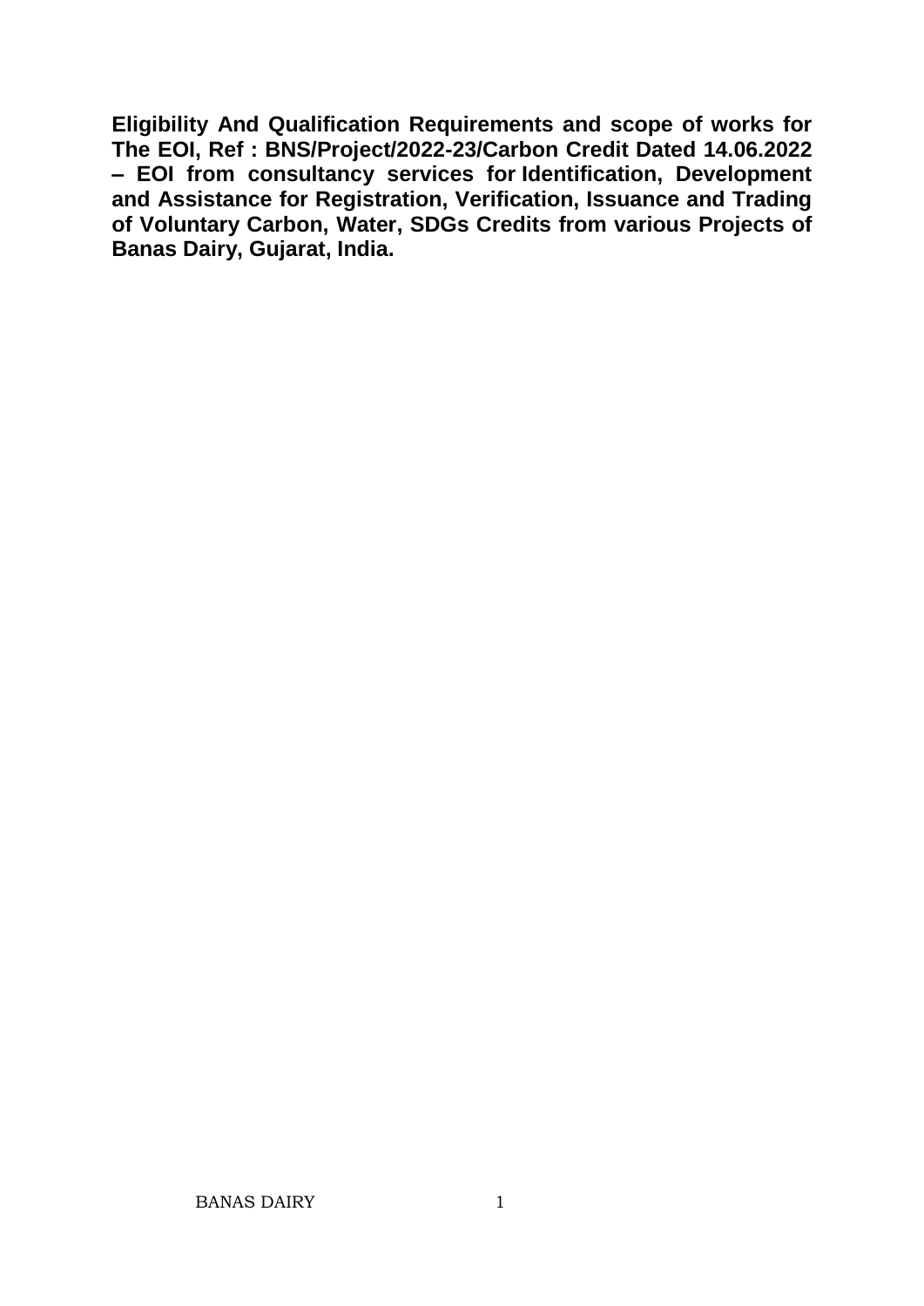**Eligibility And Qualification Requirements and scope of works for The EOI, Ref : BNS/Project/2022-23/Carbon Credit Dated 14.06.2022 – EOI from consultancy services for Identification, Development and Assistance for Registration, Verification, Issuance and Trading of Voluntary Carbon, Water, SDGs Credits from various Projects of Banas Dairy, Gujarat, India.**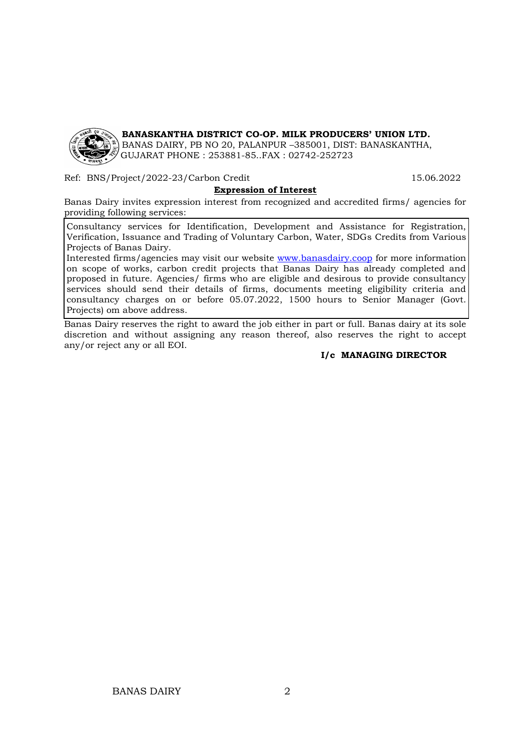**BANASKANTHA DISTRICT CO-OP. MILK PRODUCERS' UNION LTD.**
BANAS DAIRY, PB NO 20, PALANPUR –385001, DIST: BANASKANTHA, GUJARAT PHONE : 253881-85..FAX : 02742-252723

Ref: BNS/Project/2022-23/Carbon Credit 15.06.2022

**Expression of Interest**

Banas Dairy invites expression interest from recognized and accredited firms/ agencies for providing following services:

Consultancy services for Identification, Development and Assistance for Registration, Verification, Issuance and Trading of Voluntary Carbon, Water, SDGs Credits from Various Projects of Banas Dairy.

Interested firms/agencies may visit our website www.banasdairy.coop for more information on scope of works, carbon credit projects that Banas Dairy has already completed and proposed in future. Agencies/ firms who are eligible and desirous to provide consultancy services should send their details of firms, documents meeting eligibility criteria and consultancy charges on or before 05.07.2022, 1500 hours to Senior Manager (Govt. Projects) om above address.

Banas Dairy reserves the right to award the job either in part or full. Banas dairy at its sole discretion and without assigning any reason thereof, also reserves the right to accept any/or reject any or all EOI.

**I/c MANAGING DIRECTOR**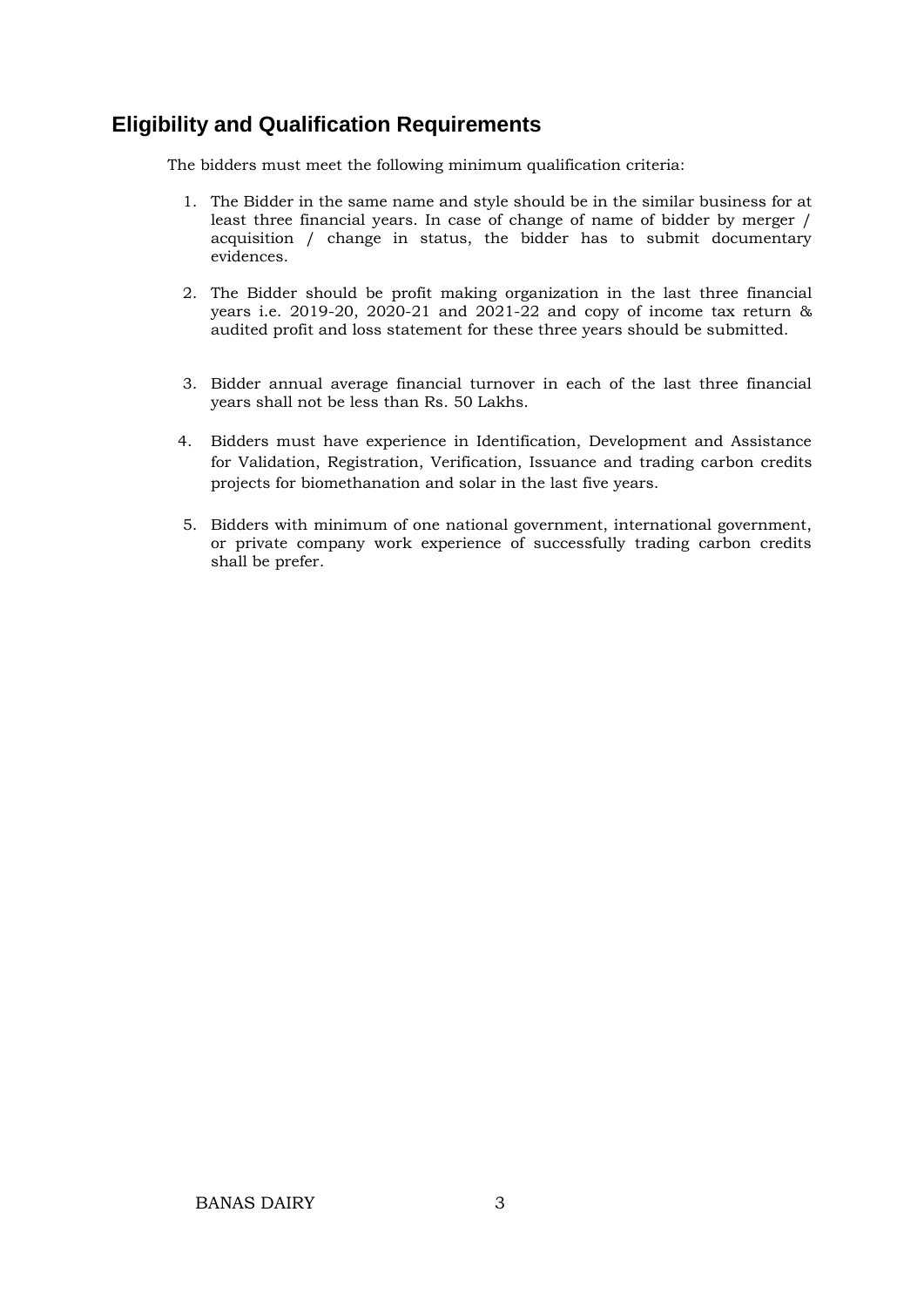## Eligibility and Qualification Requirements

The bidders must meet the following minimum qualification criteria:

1. The Bidder in the same name and style should be in the similar business for at least three financial years. In case of change of name of bidder by merger / acquisition / change in status, the bidder has to submit documentary evidences.

2. The Bidder should be profit making organization in the last three financial years i.e. 2019-20, 2020-21 and 2021-22 and copy of income tax return & audited profit and loss statement for these three years should be submitted.

3. Bidder annual average financial turnover in each of the last three financial years shall not be less than Rs. 50 Lakhs.

4. Bidders must have experience in Identification, Development and Assistance for Validation, Registration, Verification, Issuance and trading carbon credits projects for biomethanation and solar in the last five years.

5. Bidders with minimum of one national government, international government, or private company work experience of successfully trading carbon credits shall be prefer.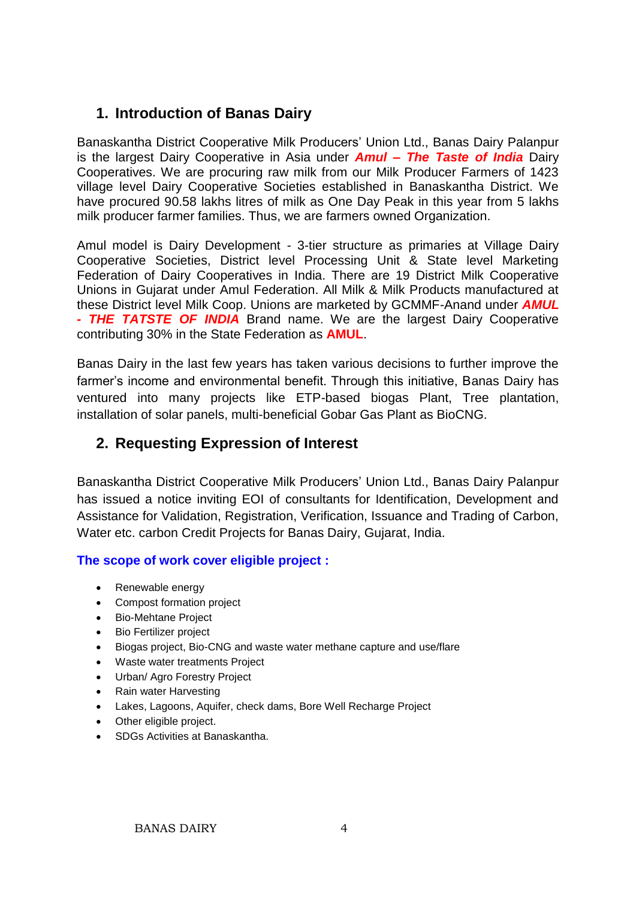## 1. Introduction of Banas Dairy

Banaskantha District Cooperative Milk Producers' Union Ltd., Banas Dairy Palanpur is the largest Dairy Cooperative in Asia under ***Amul – The Taste of India*** Dairy Cooperatives. We are procuring raw milk from our Milk Producer Farmers of 1423 village level Dairy Cooperative Societies established in Banaskantha District. We have procured 90.58 lakhs litres of milk as One Day Peak in this year from 5 lakhs milk producer farmer families. Thus, we are farmers owned Organization.

Amul model is Dairy Development - 3-tier structure as primaries at Village Dairy Cooperative Societies, District level Processing Unit & State level Marketing Federation of Dairy Cooperatives in India. There are 19 District Milk Cooperative Unions in Gujarat under Amul Federation. All Milk & Milk Products manufactured at these District level Milk Coop. Unions are marketed by GCMMF-Anand under ***AMUL - THE TATSTE OF INDIA*** Brand name. We are the largest Dairy Cooperative contributing 30% in the State Federation as **AMUL**.

Banas Dairy in the last few years has taken various decisions to further improve the farmer's income and environmental benefit. Through this initiative, Banas Dairy has ventured into many projects like ETP-based biogas Plant, Tree plantation, installation of solar panels, multi-beneficial Gobar Gas Plant as BioCNG.

## 2. Requesting Expression of Interest

Banaskantha District Cooperative Milk Producers' Union Ltd., Banas Dairy Palanpur has issued a notice inviting EOI of consultants for Identification, Development and Assistance for Validation, Registration, Verification, Issuance and Trading of Carbon, Water etc. carbon Credit Projects for Banas Dairy, Gujarat, India.

**The scope of work cover eligible project :**

- Renewable energy
- Compost formation project
- Bio-Mehtane Project
- Bio Fertilizer project
- Biogas project, Bio-CNG and waste water methane capture and use/flare
- Waste water treatments Project
- Urban/ Agro Forestry Project
- Rain water Harvesting
- Lakes, Lagoons, Aquifer, check dams, Bore Well Recharge Project
- Other eligible project.
- SDGs Activities at Banaskantha.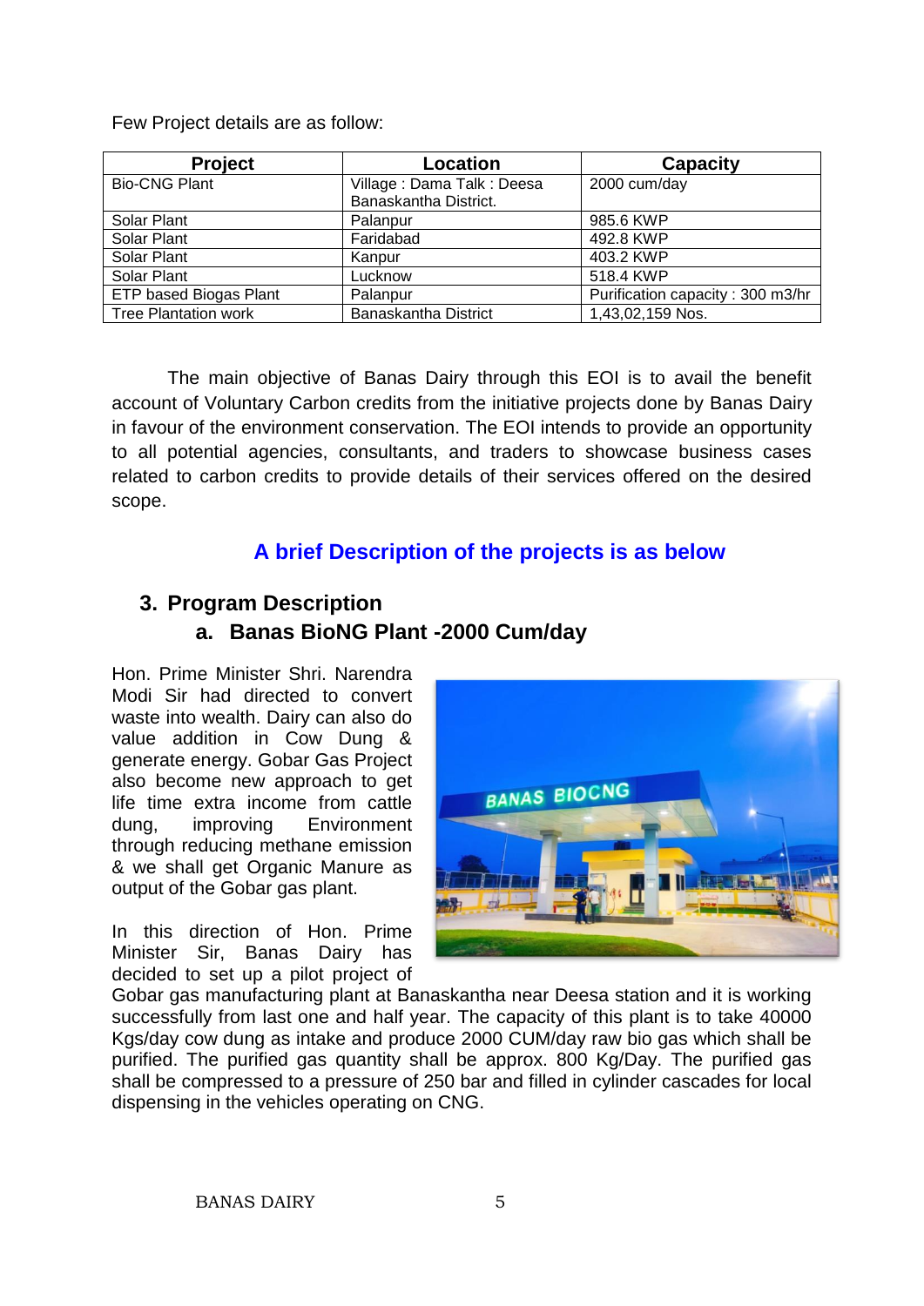Few Project details are as follow:

| Project | Location | Capacity |
|---|---|---|
| Bio-CNG Plant | Village : Dama Talk : Deesa Banaskantha District. | 2000 cum/day |
| Solar Plant | Palanpur | 985.6 KWP |
| Solar Plant | Faridabad | 492.8 KWP |
| Solar Plant | Kanpur | 403.2 KWP |
| Solar Plant | Lucknow | 518.4 KWP |
| ETP based Biogas Plant | Palanpur | Purification capacity : 300 m3/hr |
| Tree Plantation work | Banaskantha District | 1,43,02,159 Nos. |

The main objective of Banas Dairy through this EOI is to avail the benefit account of Voluntary Carbon credits from the initiative projects done by Banas Dairy in favour of the environment conservation. The EOI intends to provide an opportunity to all potential agencies, consultants, and traders to showcase business cases related to carbon credits to provide details of their services offered on the desired scope.

## A brief Description of the projects is as below

## 3. Program Description

### a. Banas BioNG Plant -2000 Cum/day

Hon. Prime Minister Shri. Narendra Modi Sir had directed to convert waste into wealth. Dairy can also do value addition in Cow Dung & generate energy. Gobar Gas Project also become new approach to get life time extra income from cattle dung, improving Environment through reducing methane emission & we shall get Organic Manure as output of the Gobar gas plant.

In this direction of Hon. Prime Minister Sir, Banas Dairy has decided to set up a pilot project of Gobar gas manufacturing plant at Banaskantha near Deesa station and it is working successfully from last one and half year. The capacity of this plant is to take 40000 Kgs/day cow dung as intake and produce 2000 CUM/day raw bio gas which shall be purified. The purified gas quantity shall be approx. 800 Kg/Day. The purified gas shall be compressed to a pressure of 250 bar and filled in cylinder cascades for local dispensing in the vehicles operating on CNG.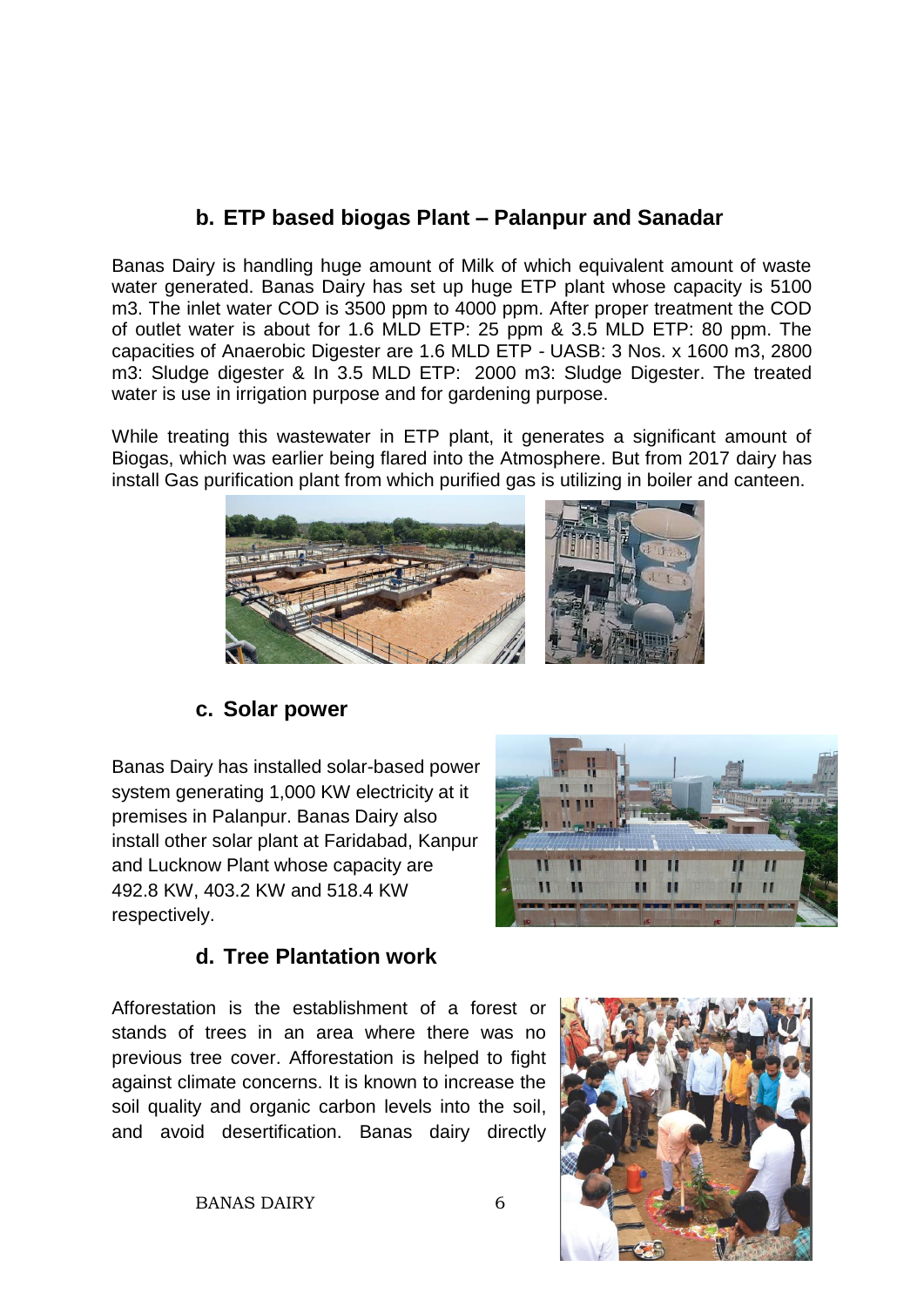## b. ETP based biogas Plant – Palanpur and Sanadar

Banas Dairy is handling huge amount of Milk of which equivalent amount of waste water generated. Banas Dairy has set up huge ETP plant whose capacity is 5100 m3. The inlet water COD is 3500 ppm to 4000 ppm. After proper treatment the COD of outlet water is about for 1.6 MLD ETP: 25 ppm & 3.5 MLD ETP: 80 ppm. The capacities of Anaerobic Digester are 1.6 MLD ETP - UASB: 3 Nos. x 1600 m3, 2800 m3: Sludge digester & In 3.5 MLD ETP: 2000 m3: Sludge Digester. The treated water is use in irrigation purpose and for gardening purpose.

While treating this wastewater in ETP plant, it generates a significant amount of Biogas, which was earlier being flared into the Atmosphere. But from 2017 dairy has install Gas purification plant from which purified gas is utilizing in boiler and canteen.

## c. Solar power

Banas Dairy has installed solar-based power system generating 1,000 KW electricity at it premises in Palanpur. Banas Dairy also install other solar plant at Faridabad, Kanpur and Lucknow Plant whose capacity are 492.8 KW, 403.2 KW and 518.4 KW respectively.

## d. Tree Plantation work

Afforestation is the establishment of a forest or stands of trees in an area where there was no previous tree cover. Afforestation is helped to fight against climate concerns. It is known to increase the soil quality and organic carbon levels into the soil, and avoid desertification. Banas dairy directly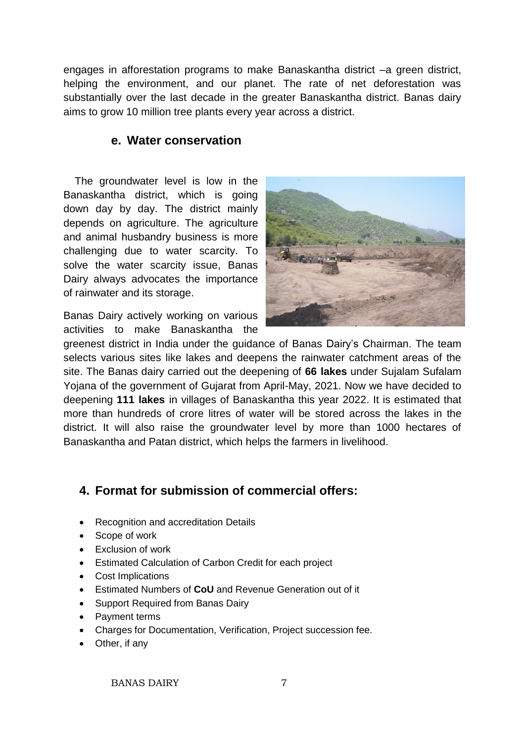engages in afforestation programs to make Banaskantha district –a green district, helping the environment, and our planet. The rate of net deforestation was substantially over the last decade in the greater Banaskantha district. Banas dairy aims to grow 10 million tree plants every year across a district.

### e. Water conservation

The groundwater level is low in the Banaskantha district, which is going down day by day. The district mainly depends on agriculture. The agriculture and animal husbandry business is more challenging due to water scarcity. To solve the water scarcity issue, Banas Dairy always advocates the importance of rainwater and its storage.

Banas Dairy actively working on various activities to make Banaskantha the greenest district in India under the guidance of Banas Dairy's Chairman. The team selects various sites like lakes and deepens the rainwater catchment areas of the site. The Banas dairy carried out the deepening of **66 lakes** under Sujalam Sufalam Yojana of the government of Gujarat from April-May, 2021. Now we have decided to deepening **111 lakes** in villages of Banaskantha this year 2022. It is estimated that more than hundreds of crore litres of water will be stored across the lakes in the district. It will also raise the groundwater level by more than 1000 hectares of Banaskantha and Patan district, which helps the farmers in livelihood.

## 4. Format for submission of commercial offers:

- Recognition and accreditation Details
- Scope of work
- Exclusion of work
- Estimated Calculation of Carbon Credit for each project
- Cost Implications
- Estimated Numbers of **CoU** and Revenue Generation out of it
- Support Required from Banas Dairy
- Payment terms
- Charges for Documentation, Verification, Project succession fee.
- Other, if any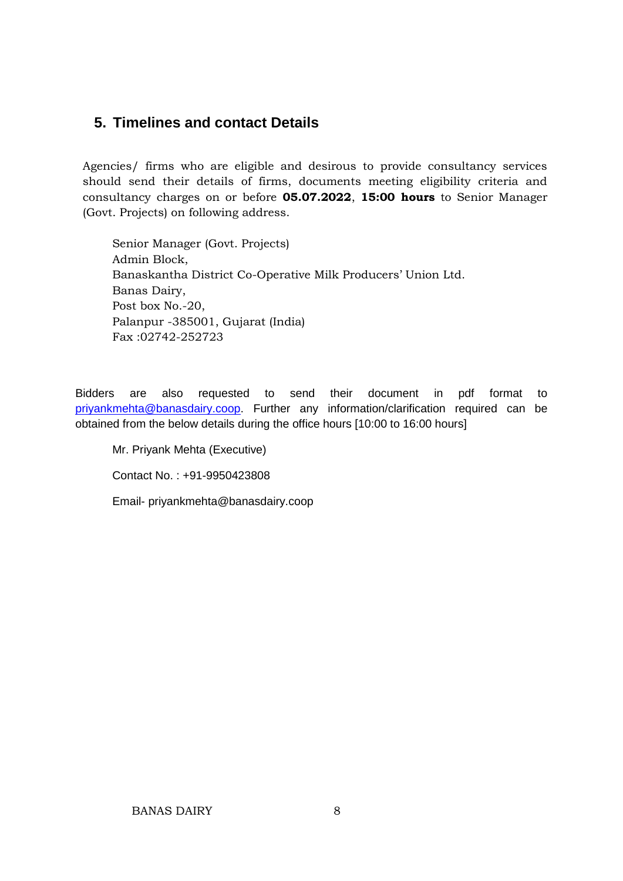## 5. Timelines and contact Details

Agencies/ firms who are eligible and desirous to provide consultancy services should send their details of firms, documents meeting eligibility criteria and consultancy charges on or before **05.07.2022**, **15:00 hours** to Senior Manager (Govt. Projects) on following address.

Senior Manager (Govt. Projects)
Admin Block,
Banaskantha District Co-Operative Milk Producers' Union Ltd.
Banas Dairy,
Post box No.-20,
Palanpur -385001, Gujarat (India)
Fax :02742-252723

Bidders are also requested to send their document in pdf format to priyankmehta@banasdairy.coop. Further any information/clarification required can be obtained from the below details during the office hours [10:00 to 16:00 hours]

Mr. Priyank Mehta (Executive)

Contact No. : +91-9950423808

Email- priyankmehta@banasdairy.coop